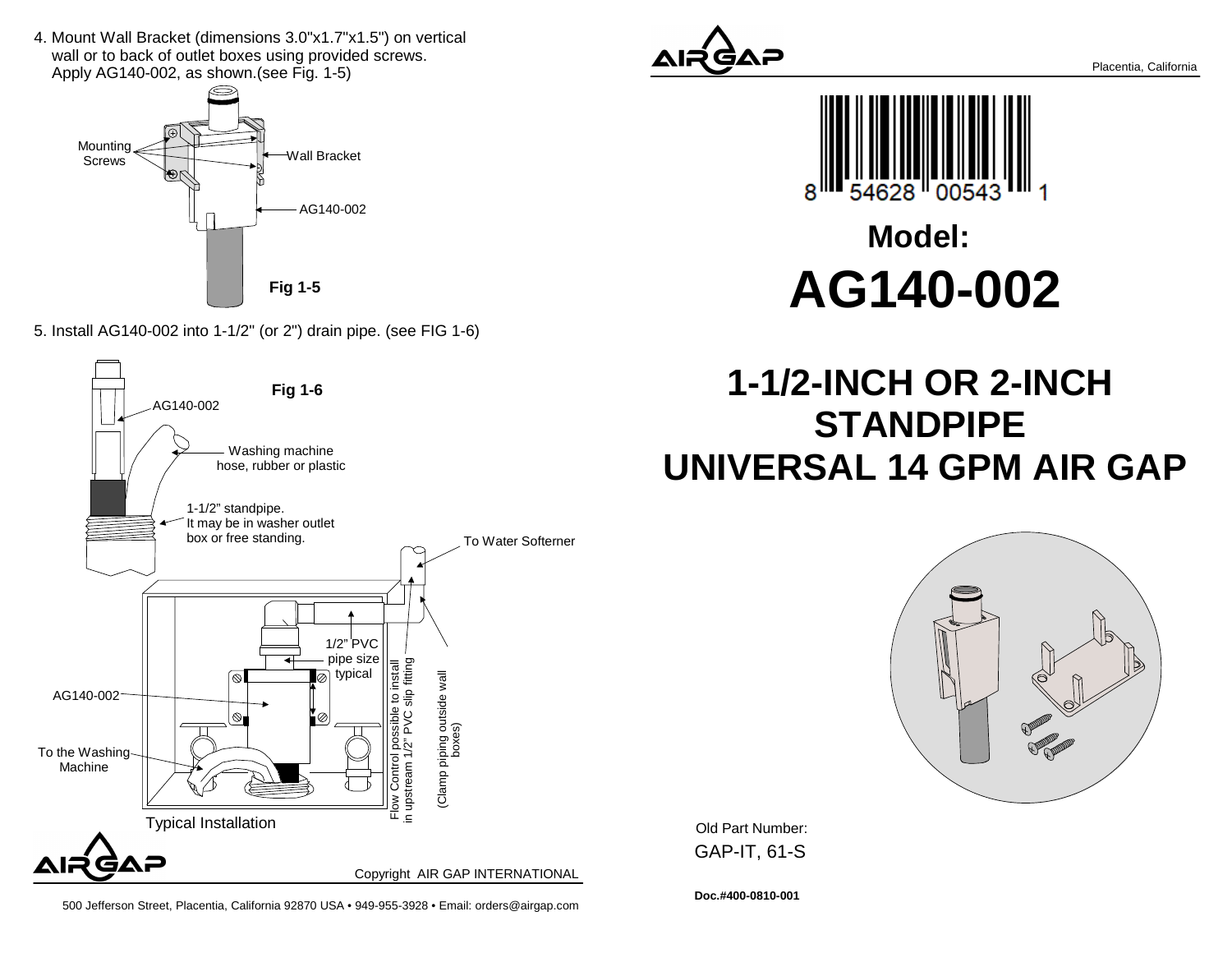4. Mount Wall Bracket (dimensions 3.0"x1.7"x1.5") on vertical wall or to back of outlet boxes using provided screws. Apply AG140-002, as shown.(see Fig. 1-5)

Mounting Screws

Wall Bracket

AG140-002

**Fig 1-5**

5. Install AG140-002 into 1-1/2" (or 2") drain pipe. (see FIG 1-6)

**Fig 1-6**

AG140-002

Washing machine hose, rubber or plastic

1-1/2" standpipe. It may be in washer outlet box or free standing.

To Water Softerner

1/2" PVC pipe size typical

Flow Control possible to install in upstream 1/2" PVC slip fitting

(Clamp piping outside wall boxes)

AG140-002

To the Washing Machine

Typical Installation

Copyright AIR GAP INTERNATIONAL

500 Jefferson Street, Placentia, California 92870 USA • 949-955-3928 • Email: orders@airgap.com

AIR GAP

Placentia, California

8 54628 00543 1

# Model:
# AG140-002

# 1-1/2-INCH OR 2-INCH STANDPIPE UNIVERSAL 14 GPM AIR GAP

Old Part Number:
GAP-IT, 61-S

**Doc.#400-0810-001**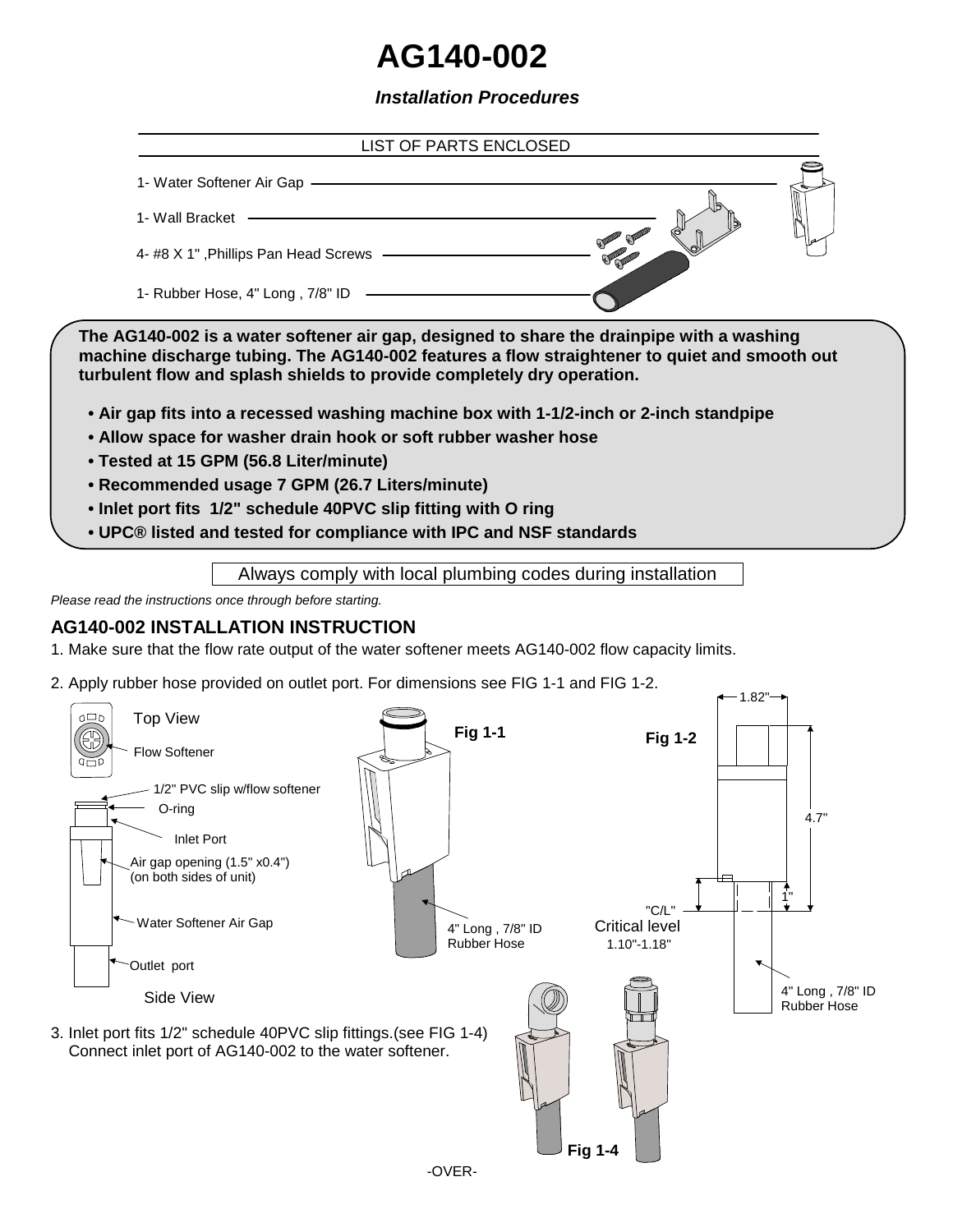# AG140-002

***Installation Procedures***

LIST OF PARTS ENCLOSED

1- Water Softener Air Gap

1- Wall Bracket

4- #8 X 1" ,Phillips Pan Head Screws

1- Rubber Hose, 4" Long , 7/8" ID

**The AG140-002 is a water softener air gap, designed to share the drainpipe with a washing machine discharge tubing. The AG140-002 features a flow straightener to quiet and smooth out turbulent flow and splash shields to provide completely dry operation.**

- **Air gap fits into a recessed washing machine box with 1-1/2-inch or 2-inch standpipe**
- **Allow space for washer drain hook or soft rubber washer hose**
- **Tested at 15 GPM (56.8 Liter/minute)**
- **Recommended usage 7 GPM (26.7 Liters/minute)**
- **Inlet port fits 1/2" schedule 40PVC slip fitting with O ring**
- **UPC® listed and tested for compliance with IPC and NSF standards**

Always comply with local plumbing codes during installation

*Please read the instructions once through before starting.*

## AG140-002 INSTALLATION INSTRUCTION

1. Make sure that the flow rate output of the water softener meets AG140-002 flow capacity limits.

2. Apply rubber hose provided on outlet port. For dimensions see FIG 1-1 and FIG 1-2.

Top View

Flow Softener

1/2" PVC slip w/flow softener

O-ring

Inlet Port

Air gap opening (1.5" x0.4")
(on both sides of unit)

Water Softener Air Gap

Outlet port

Side View

Fig 1-1

4" Long , 7/8" ID
Rubber Hose

Fig 1-2

1.82"

4.7"

1"

"C/L"

Critical level
1.10"-1.18"

4" Long , 7/8" ID
Rubber Hose

3. Inlet port fits 1/2" schedule 40PVC slip fittings.(see FIG 1-4)
Connect inlet port of AG140-002 to the water softener.

Fig 1-4

-OVER-